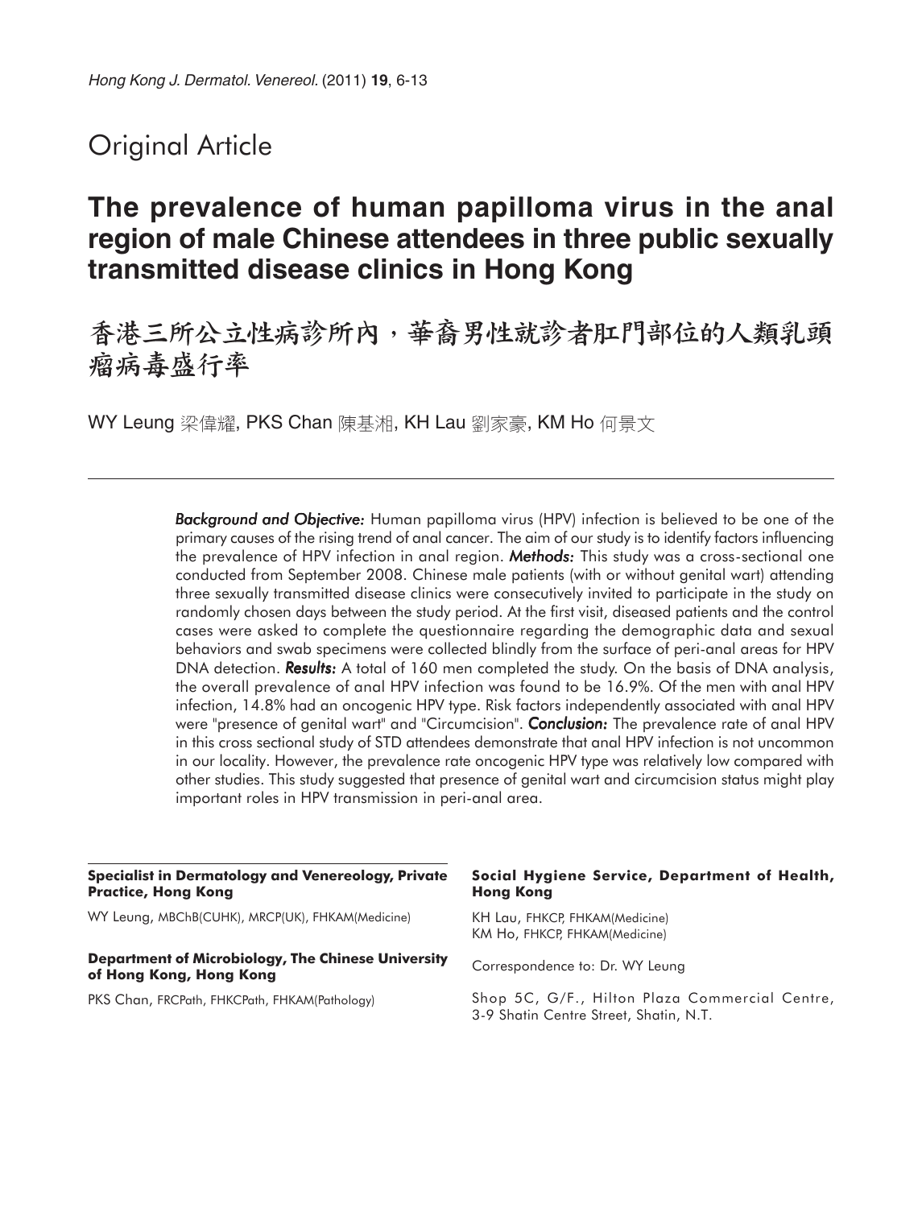Original Article

# The prevalence of human papilloma virus in the anal region of male Chinese attendees in three public sexually transmitted disease clinics in Hong Kong

# 香港三所公立性病診所內，華裔男性就診者肛門部位的人類乳頭瘤病毒盛行率

WY Leung 梁偉耀, PKS Chan 陳基湘, KH Lau 劉家豪, KM Ho 何景文

***Background and Objective:*** Human papilloma virus (HPV) infection is believed to be one of the primary causes of the rising trend of anal cancer. The aim of our study is to identify factors influencing the prevalence of HPV infection in anal region. ***Methods:*** This study was a cross-sectional one conducted from September 2008. Chinese male patients (with or without genital wart) attending three sexually transmitted disease clinics were consecutively invited to participate in the study on randomly chosen days between the study period. At the first visit, diseased patients and the control cases were asked to complete the questionnaire regarding the demographic data and sexual behaviors and swab specimens were collected blindly from the surface of peri-anal areas for HPV DNA detection. ***Results:*** A total of 160 men completed the study. On the basis of DNA analysis, the overall prevalence of anal HPV infection was found to be 16.9%. Of the men with anal HPV infection, 14.8% had an oncogenic HPV type. Risk factors independently associated with anal HPV were "presence of genital wart" and "Circumcision". ***Conclusion:*** The prevalence rate of anal HPV in this cross sectional study of STD attendees demonstrate that anal HPV infection is not uncommon in our locality. However, the prevalence rate oncogenic HPV type was relatively low compared with other studies. This study suggested that presence of genital wart and circumcision status might play important roles in HPV transmission in peri-anal area.

**Specialist in Dermatology and Venereology, Private Practice, Hong Kong**

WY Leung, MBChB(CUHK), MRCP(UK), FHKAM(Medicine)

**Department of Microbiology, The Chinese University of Hong Kong, Hong Kong**

PKS Chan, FRCPath, FHKCPath, FHKAM(Pathology)

**Social Hygiene Service, Department of Health, Hong Kong**

KH Lau, FHKCP, FHKAM(Medicine)
KM Ho, FHKCP, FHKAM(Medicine)

Correspondence to: Dr. WY Leung

Shop 5C, G/F., Hilton Plaza Commercial Centre, 3-9 Shatin Centre Street, Shatin, N.T.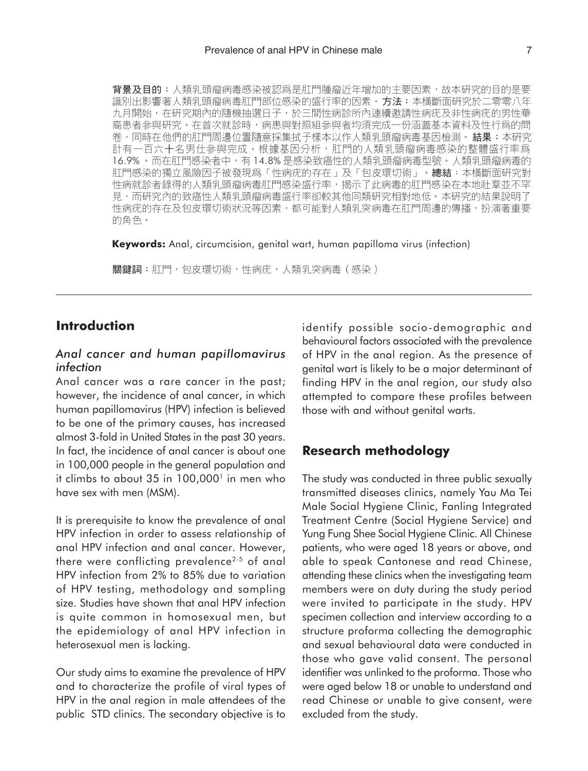**背景及目的**：人類乳頭瘤病毒感染被認爲是肛門腫瘤近年增加的主要因素，故本研究的目的是要識別出影響著人類乳頭瘤病毒肛門部位感染的盛行率的因素。**方法**：本橫斷面研究於二零零八年九月開始，在研究期內的隨機抽選日子，於三間性病診所內連續邀請性病疣及非性病疣的男性華裔患者參與研究。在首次就診時，病患與對照組參與者均須完成一份涵蓋基本資料及性行爲的問卷，同時在他們的肛門周邊位置隨意採集拭子樣本以作人類乳頭瘤病毒基因檢測。**結果**：本研究計有一百六十名男仕參與完成。根據基因分析，肛門的人類乳頭瘤病毒感染的整體盛行率爲16.9%。而在肛門感染者中，有14.8%是感染致癌性的人類乳頭瘤病毒型號。人類乳頭瘤病毒的肛門感染的獨立風險因子被發現爲「性病疣的存在」及「包皮環切術」。**總結**：本橫斷面研究對性病就診者錄得的人類乳頭瘤病毒肛門感染盛行率，揭示了此病毒的肛門感染在本地社羣並不罕見，而研究內的致癌性人類乳頭瘤病毒盛行率卻較其他同類研究相對地低。本研究的結果說明了性病疣的存在及包皮環切術狀況等因素，都可能對人類乳突病毒在肛門周邊的傳播，扮演著重要的角色。

**Keywords:** Anal, circumcision, genital wart, human papilloma virus (infection)

**關鍵詞**：肛門，包皮環切術，性病疣，人類乳突病毒（感染）

## Introduction

### *Anal cancer and human papillomavirus infection*

Anal cancer was a rare cancer in the past; however, the incidence of anal cancer, in which human papillomavirus (HPV) infection is believed to be one of the primary causes, has increased almost 3-fold in United States in the past 30 years. In fact, the incidence of anal cancer is about one in 100,000 people in the general population and it climbs to about 35 in 100,000[1] in men who have sex with men (MSM).

It is prerequisite to know the prevalence of anal HPV infection in order to assess relationship of anal HPV infection and anal cancer. However, there were conflicting prevalence[2-5] of anal HPV infection from 2% to 85% due to variation of HPV testing, methodology and sampling size. Studies have shown that anal HPV infection is quite common in homosexual men, but the epidemiology of anal HPV infection in heterosexual men is lacking.

Our study aims to examine the prevalence of HPV and to characterize the profile of viral types of HPV in the anal region in male attendees of the public STD clinics. The secondary objective is to identify possible socio-demographic and behavioural factors associated with the prevalence of HPV in the anal region. As the presence of genital wart is likely to be a major determinant of finding HPV in the anal region, our study also attempted to compare these profiles between those with and without genital warts.

## Research methodology

The study was conducted in three public sexually transmitted diseases clinics, namely Yau Ma Tei Male Social Hygiene Clinic, Fanling Integrated Treatment Centre (Social Hygiene Service) and Yung Fung Shee Social Hygiene Clinic. All Chinese patients, who were aged 18 years or above, and able to speak Cantonese and read Chinese, attending these clinics when the investigating team members were on duty during the study period were invited to participate in the study. HPV specimen collection and interview according to a structure proforma collecting the demographic and sexual behavioural data were conducted in those who gave valid consent. The personal identifier was unlinked to the proforma. Those who were aged below 18 or unable to understand and read Chinese or unable to give consent, were excluded from the study.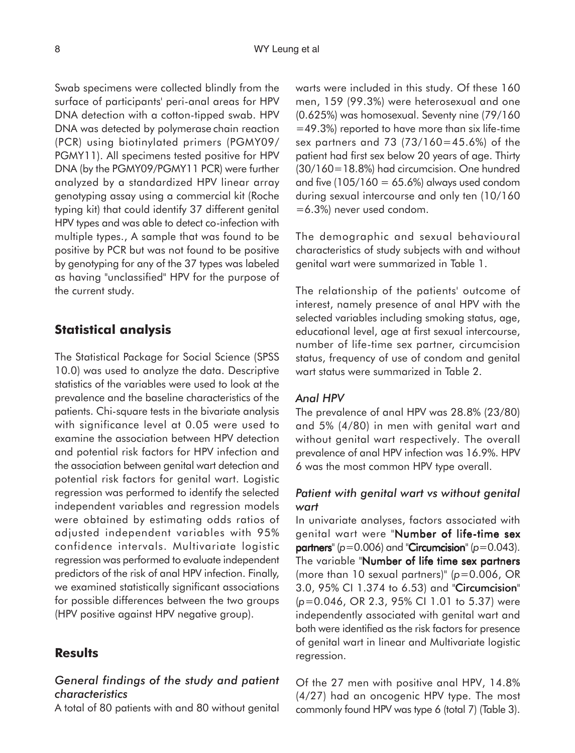Swab specimens were collected blindly from the surface of participants' peri-anal areas for HPV DNA detection with a cotton-tipped swab. HPV DNA was detected by polymerase chain reaction (PCR) using biotinylated primers (PGMY09/PGMY11). All specimens tested positive for HPV DNA (by the PGMY09/PGMY11 PCR) were further analyzed by a standardized HPV linear array genotyping assay using a commercial kit (Roche typing kit) that could identify 37 different genital HPV types and was able to detect co-infection with multiple types., A sample that was found to be positive by PCR but was not found to be positive by genotyping for any of the 37 types was labeled as having "unclassified" HPV for the purpose of the current study.

## Statistical analysis

The Statistical Package for Social Science (SPSS 10.0) was used to analyze the data. Descriptive statistics of the variables were used to look at the prevalence and the baseline characteristics of the patients. Chi-square tests in the bivariate analysis with significance level at 0.05 were used to examine the association between HPV detection and potential risk factors for HPV infection and the association between genital wart detection and potential risk factors for genital wart. Logistic regression was performed to identify the selected independent variables and regression models were obtained by estimating odds ratios of adjusted independent variables with 95% confidence intervals. Multivariate logistic regression was performed to evaluate independent predictors of the risk of anal HPV infection. Finally, we examined statistically significant associations for possible differences between the two groups (HPV positive against HPV negative group).

## Results

### *General findings of the study and patient characteristics*

A total of 80 patients with and 80 without genital warts were included in this study. Of these 160 men, 159 (99.3%) were heterosexual and one (0.625%) was homosexual. Seventy nine (79/160 =49.3%) reported to have more than six life-time sex partners and 73 (73/160=45.6%) of the patient had first sex below 20 years of age. Thirty (30/160=18.8%) had circumcision. One hundred and five (105/160 = 65.6%) always used condom during sexual intercourse and only ten (10/160 =6.3%) never used condom.

The demographic and sexual behavioural characteristics of study subjects with and without genital wart were summarized in Table 1.

The relationship of the patients' outcome of interest, namely presence of anal HPV with the selected variables including smoking status, age, educational level, age at first sexual intercourse, number of life-time sex partner, circumcision status, frequency of use of condom and genital wart status were summarized in Table 2.

### *Anal HPV*

The prevalence of anal HPV was 28.8% (23/80) and 5% (4/80) in men with genital wart and without genital wart respectively. The overall prevalence of anal HPV infection was 16.9%. HPV 6 was the most common HPV type overall.

### *Patient with genital wart vs without genital wart*

In univariate analyses, factors associated with genital wart were "**Number of life-time sex partners**" ($p$=0.006) and "**Circumcision**" ($p$=0.043). The variable "**Number of life time sex partners** (more than 10 sexual partners)" ($p$=0.006, OR 3.0, 95% CI 1.374 to 6.53) and "**Circumcision**" ($p$=0.046, OR 2.3, 95% CI 1.01 to 5.37) were independently associated with genital wart and both were identified as the risk factors for presence of genital wart in linear and Multivariate logistic regression.

Of the 27 men with positive anal HPV, 14.8% (4/27) had an oncogenic HPV type. The most commonly found HPV was type 6 (total 7) (Table 3).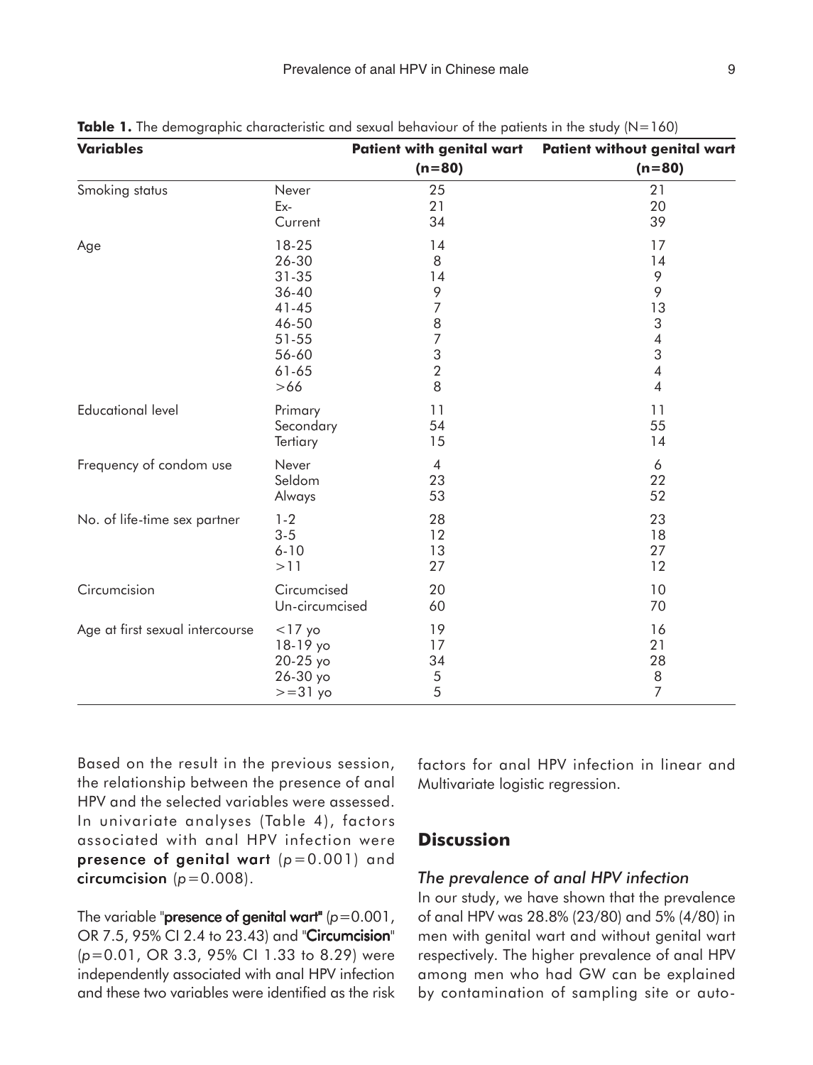**Table 1.** The demographic characteristic and sexual behaviour of the patients in the study (N=160)

| Variables | | Patient with genital wart (n=80) | Patient without genital wart (n=80) |
|---|---|---|---|
| Smoking status | Never | 25 | 21 |
| | Ex- | 21 | 20 |
| | Current | 34 | 39 |
| Age | 18-25 | 14 | 17 |
| | 26-30 | 8 | 14 |
| | 31-35 | 14 | 9 |
| | 36-40 | 9 | 9 |
| | 41-45 | 7 | 13 |
| | 46-50 | 8 | 3 |
| | 51-55 | 7 | 4 |
| | 56-60 | 3 | 3 |
| | 61-65 | 2 | 4 |
| | >66 | 8 | 4 |
| Educational level | Primary | 11 | 11 |
| | Secondary | 54 | 55 |
| | Tertiary | 15 | 14 |
| Frequency of condom use | Never | 4 | 6 |
| | Seldom | 23 | 22 |
| | Always | 53 | 52 |
| No. of life-time sex partner | 1-2 | 28 | 23 |
| | 3-5 | 12 | 18 |
| | 6-10 | 13 | 27 |
| | >11 | 27 | 12 |
| Circumcision | Circumcised | 20 | 10 |
| | Un-circumcised | 60 | 70 |
| Age at first sexual intercourse | <17 yo | 19 | 16 |
| | 18-19 yo | 17 | 21 |
| | 20-25 yo | 34 | 28 |
| | 26-30 yo | 5 | 8 |
| | >=31 yo | 5 | 7 |

Based on the result in the previous session, the relationship between the presence of anal HPV and the selected variables were assessed. In univariate analyses (Table 4), factors associated with anal HPV infection were **presence of genital wart** ($p=0.001$) and **circumcision** ($p=0.008$).

The variable "**presence of genital wart**" ($p=0.001$, OR 7.5, 95% CI 2.4 to 23.43) and "**Circumcision**" ($p=0.01$, OR 3.3, 95% CI 1.33 to 8.29) were independently associated with anal HPV infection and these two variables were identified as the risk factors for anal HPV infection in linear and Multivariate logistic regression.

## Discussion

### *The prevalence of anal HPV infection*

In our study, we have shown that the prevalence of anal HPV was 28.8% (23/80) and 5% (4/80) in men with genital wart and without genital wart respectively. The higher prevalence of anal HPV among men who had GW can be explained by contamination of sampling site or auto-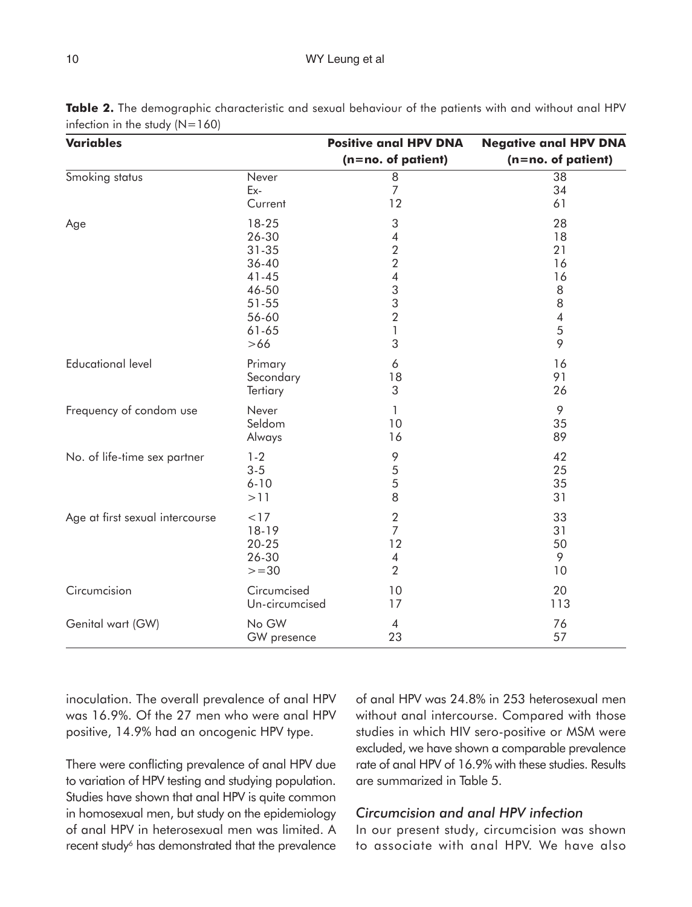**Table 2.** The demographic characteristic and sexual behaviour of the patients with and without anal HPV infection in the study (N=160)

| Variables | | Positive anal HPV DNA (n=no. of patient) | Negative anal HPV DNA (n=no. of patient) |
|---|---|---|---|
| Smoking status | Never | 8 | 38 |
| | Ex- | 7 | 34 |
| | Current | 12 | 61 |
| Age | 18-25 | 3 | 28 |
| | 26-30 | 4 | 18 |
| | 31-35 | 2 | 21 |
| | 36-40 | 2 | 16 |
| | 41-45 | 4 | 16 |
| | 46-50 | 3 | 8 |
| | 51-55 | 3 | 8 |
| | 56-60 | 2 | 4 |
| | 61-65 | 1 | 5 |
| | >66 | 3 | 9 |
| Educational level | Primary | 6 | 16 |
| | Secondary | 18 | 91 |
| | Tertiary | 3 | 26 |
| Frequency of condom use | Never | 1 | 9 |
| | Seldom | 10 | 35 |
| | Always | 16 | 89 |
| No. of life-time sex partner | 1-2 | 9 | 42 |
| | 3-5 | 5 | 25 |
| | 6-10 | 5 | 35 |
| | >11 | 8 | 31 |
| Age at first sexual intercourse | <17 | 2 | 33 |
| | 18-19 | 7 | 31 |
| | 20-25 | 12 | 50 |
| | 26-30 | 4 | 9 |
| | >=30 | 2 | 10 |
| Circumcision | Circumcised | 10 | 20 |
| | Un-circumcised | 17 | 113 |
| Genital wart (GW) | No GW | 4 | 76 |
| | GW presence | 23 | 57 |

inoculation. The overall prevalence of anal HPV was 16.9%. Of the 27 men who were anal HPV positive, 14.9% had an oncogenic HPV type.

There were conflicting prevalence of anal HPV due to variation of HPV testing and studying population. Studies have shown that anal HPV is quite common in homosexual men, but study on the epidemiology of anal HPV in heterosexual men was limited. A recent study[6] has demonstrated that the prevalence of anal HPV was 24.8% in 253 heterosexual men without anal intercourse. Compared with those studies in which HIV sero-positive or MSM were excluded, we have shown a comparable prevalence rate of anal HPV of 16.9% with these studies. Results are summarized in Table 5.

### *Circumcision and anal HPV infection*

In our present study, circumcision was shown to associate with anal HPV. We have also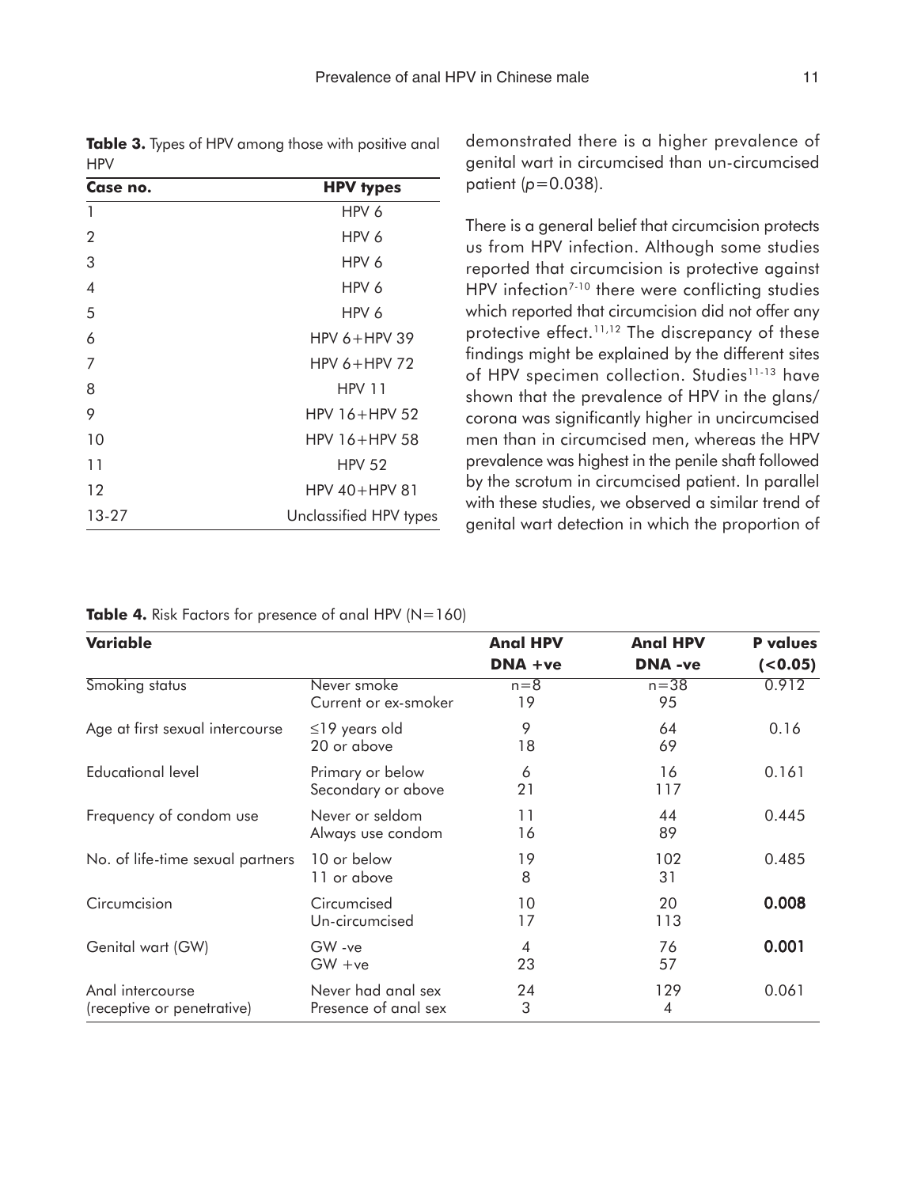**Table 3.** Types of HPV among those with positive anal HPV

| Case no. | HPV types |
|---|---|
| 1 | HPV 6 |
| 2 | HPV 6 |
| 3 | HPV 6 |
| 4 | HPV 6 |
| 5 | HPV 6 |
| 6 | HPV 6+HPV 39 |
| 7 | HPV 6+HPV 72 |
| 8 | HPV 11 |
| 9 | HPV 16+HPV 52 |
| 10 | HPV 16+HPV 58 |
| 11 | HPV 52 |
| 12 | HPV 40+HPV 81 |
| 13-27 | Unclassified HPV types |

demonstrated there is a higher prevalence of genital wart in circumcised than un-circumcised patient ($p=0.038$).

There is a general belief that circumcision protects us from HPV infection. Although some studies reported that circumcision is protective against HPV infection[7-10] there were conflicting studies which reported that circumcision did not offer any protective effect.[11,12] The discrepancy of these findings might be explained by the different sites of HPV specimen collection. Studies[11-13] have shown that the prevalence of HPV in the glans/corona was significantly higher in uncircumcised men than in circumcised men, whereas the HPV prevalence was highest in the penile shaft followed by the scrotum in circumcised patient. In parallel with these studies, we observed a similar trend of genital wart detection in which the proportion of

**Table 4.** Risk Factors for presence of anal HPV (N=160)

| Variable | | Anal HPV DNA +ve | Anal HPV DNA -ve | P values (<0.05) |
|---|---|---|---|---|
| Smoking status | Never smoke | n=8 | n=38 | 0.912 |
| | Current or ex-smoker | 19 | 95 | |
| Age at first sexual intercourse | ≤19 years old | 9 | 64 | 0.16 |
| | 20 or above | 18 | 69 | |
| Educational level | Primary or below | 6 | 16 | 0.161 |
| | Secondary or above | 21 | 117 | |
| Frequency of condom use | Never or seldom | 11 | 44 | 0.445 |
| | Always use condom | 16 | 89 | |
| No. of life-time sexual partners | 10 or below | 19 | 102 | 0.485 |
| | 11 or above | 8 | 31 | |
| Circumcision | Circumcised | 10 | 20 | **0.008** |
| | Un-circumcised | 17 | 113 | |
| Genital wart (GW) | GW -ve | 4 | 76 | **0.001** |
| | GW +ve | 23 | 57 | |
| Anal intercourse (receptive or penetrative) | Never had anal sex | 24 | 129 | 0.061 |
| | Presence of anal sex | 3 | 4 | |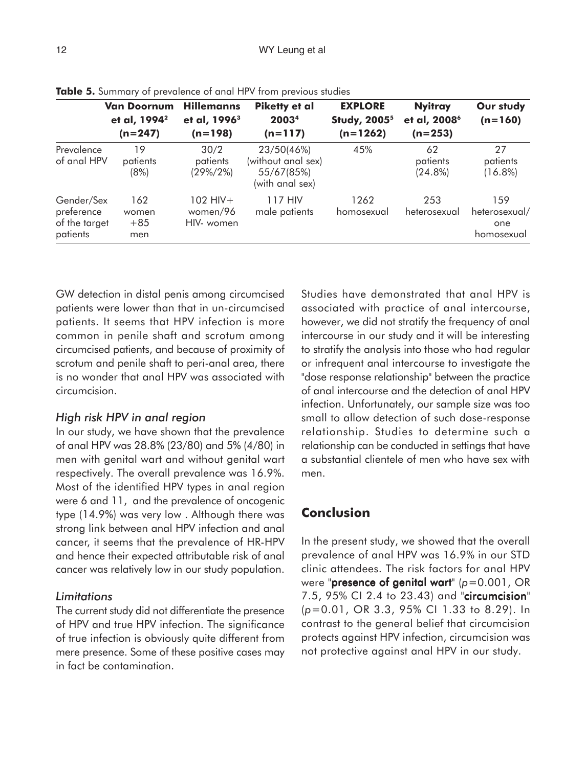**Table 5.** Summary of prevalence of anal HPV from previous studies

| | Van Doornum et al, 1994[2] (n=247) | Hillemanns et al, 1996[3] (n=198) | Piketty et al 2003[4] (n=117) | EXPLORE Study, 2005[5] (n=1262) | Nyitray et al, 2008[6] (n=253) | Our study (n=160) |
|---|---|---|---|---|---|---|
| Prevalence of anal HPV | 19 patients (8%) | 30/2 patients (29%/2%) | 23/50(46%) (without anal sex) 55/67(85%) (with anal sex) | 45% | 62 patients (24.8%) | 27 patients (16.8%) |
| Gender/Sex preference of the target patients | 162 women +85 men | 102 HIV+ women/96 HIV- women | 117 HIV male patients | 1262 homosexual | 253 heterosexual | 159 heterosexual/ one homosexual |

GW detection in distal penis among circumcised patients were lower than that in un-circumcised patients. It seems that HPV infection is more common in penile shaft and scrotum among circumcised patients, and because of proximity of scrotum and penile shaft to peri-anal area, there is no wonder that anal HPV was associated with circumcision.

### *High risk HPV in anal region*

In our study, we have shown that the prevalence of anal HPV was 28.8% (23/80) and 5% (4/80) in men with genital wart and without genital wart respectively. The overall prevalence was 16.9%. Most of the identified HPV types in anal region were 6 and 11, and the prevalence of oncogenic type (14.9%) was very low . Although there was strong link between anal HPV infection and anal cancer, it seems that the prevalence of HR-HPV and hence their expected attributable risk of anal cancer was relatively low in our study population.

### *Limitations*

The current study did not differentiate the presence of HPV and true HPV infection. The significance of true infection is obviously quite different from mere presence. Some of these positive cases may in fact be contamination.

Studies have demonstrated that anal HPV is associated with practice of anal intercourse, however, we did not stratify the frequency of anal intercourse in our study and it will be interesting to stratify the analysis into those who had regular or infrequent anal intercourse to investigate the "dose response relationship" between the practice of anal intercourse and the detection of anal HPV infection. Unfortunately, our sample size was too small to allow detection of such dose-response relationship. Studies to determine such a relationship can be conducted in settings that have a substantial clientele of men who have sex with men.

## Conclusion

In the present study, we showed that the overall prevalence of anal HPV was 16.9% in our STD clinic attendees. The risk factors for anal HPV were "**presence of genital wart**" ($p=0.001$, OR 7.5, 95% CI 2.4 to 23.43) and "**circumcision**" ($p=0.01$, OR 3.3, 95% CI 1.33 to 8.29). In contrast to the general belief that circumcision protects against HPV infection, circumcision was not protective against anal HPV in our study.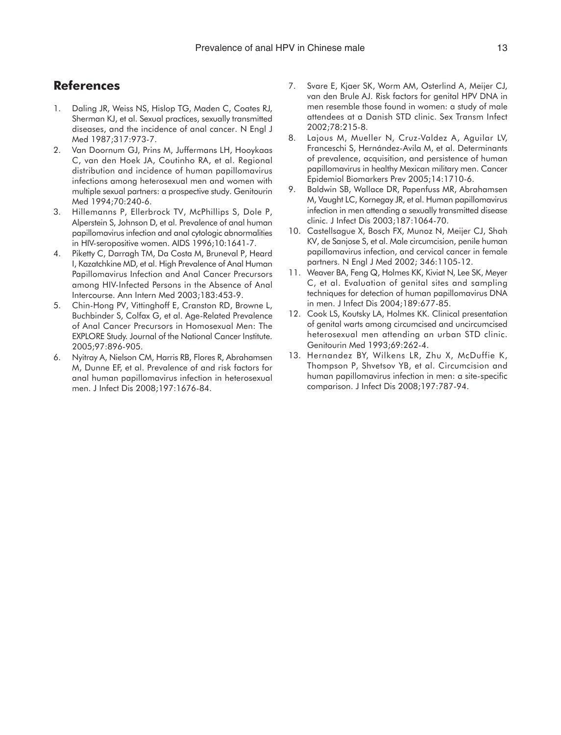## References

1. Daling JR, Weiss NS, Hislop TG, Maden C, Coates RJ, Sherman KJ, et al. Sexual practices, sexually transmitted diseases, and the incidence of anal cancer. N Engl J Med 1987;317:973-7.
2. Van Doornum GJ, Prins M, Juffermans LH, Hooykaas C, van den Hoek JA, Coutinho RA, et al. Regional distribution and incidence of human papillomavirus infections among heterosexual men and women with multiple sexual partners: a prospective study. Genitourin Med 1994;70:240-6.
3. Hillemanns P, Ellerbrock TV, McPhillips S, Dole P, Alperstein S, Johnson D, et al. Prevalence of anal human papillomavirus infection and anal cytologic abnormalities in HIV-seropositive women. AIDS 1996;10:1641-7.
4. Piketty C, Darragh TM, Da Costa M, Bruneval P, Heard I, Kazatchkine MD, et al. High Prevalence of Anal Human Papillomavirus Infection and Anal Cancer Precursors among HIV-Infected Persons in the Absence of Anal Intercourse. Ann Intern Med 2003;183:453-9.
5. Chin-Hong PV, Vittinghoff E, Cranston RD, Browne L, Buchbinder S, Colfax G, et al. Age-Related Prevalence of Anal Cancer Precursors in Homosexual Men: The EXPLORE Study. Journal of the National Cancer Institute. 2005;97:896-905.
6. Nyitray A, Nielson CM, Harris RB, Flores R, Abrahamsen M, Dunne EF, et al. Prevalence of and risk factors for anal human papillomavirus infection in heterosexual men. J Infect Dis 2008;197:1676-84.
7. Svare E, Kjaer SK, Worm AM, Osterlind A, Meijer CJ, van den Brule AJ. Risk factors for genital HPV DNA in men resemble those found in women: a study of male attendees at a Danish STD clinic. Sex Transm Infect 2002;78:215-8.
8. Lajous M, Mueller N, Cruz-Valdez A, Aguilar LV, Franceschi S, Hernández-Avila M, et al. Determinants of prevalence, acquisition, and persistence of human papillomavirus in healthy Mexican military men. Cancer Epidemiol Biomarkers Prev 2005;14:1710-6.
9. Baldwin SB, Wallace DR, Papenfuss MR, Abrahamsen M, Vaught LC, Kornegay JR, et al. Human papillomavirus infection in men attending a sexually transmitted disease clinic. J Infect Dis 2003;187:1064-70.
10. Castellsague X, Bosch FX, Munoz N, Meijer CJ, Shah KV, de Sanjose S, et al. Male circumcision, penile human papillomavirus infection, and cervical cancer in female partners. N Engl J Med 2002; 346:1105-12.
11. Weaver BA, Feng Q, Holmes KK, Kiviat N, Lee SK, Meyer C, et al. Evaluation of genital sites and sampling techniques for detection of human papillomavirus DNA in men. J Infect Dis 2004;189:677-85.
12. Cook LS, Koutsky LA, Holmes KK. Clinical presentation of genital warts among circumcised and uncircumcised heterosexual men attending an urban STD clinic. Genitourin Med 1993;69:262-4.
13. Hernandez BY, Wilkens LR, Zhu X, McDuffie K, Thompson P, Shvetsov YB, et al. Circumcision and human papillomavirus infection in men: a site-specific comparison. J Infect Dis 2008;197:787-94.